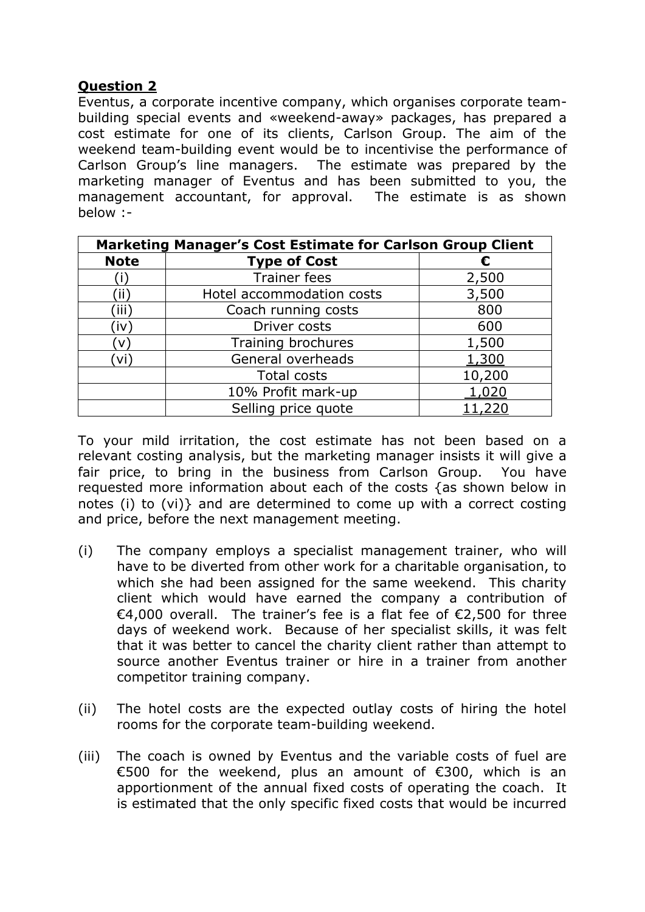**Question 2**

Eventus, a corporate incentive company, which organises corporate team-building special events and «weekend-away» packages, has prepared a cost estimate for one of its clients, Carlson Group. The aim of the weekend team-building event would be to incentivise the performance of Carlson Group's line managers. The estimate was prepared by the marketing manager of Eventus and has been submitted to you, the management accountant, for approval. The estimate is as shown below :-

| Marketing Manager's Cost Estimate for Carlson Group Client | | |
|---|---|---|
| **Note** | **Type of Cost** | **€** |
| (i) | Trainer fees | 2,500 |
| (ii) | Hotel accommodation costs | 3,500 |
| (iii) | Coach running costs | 800 |
| (iv) | Driver costs | 600 |
| (v) | Training brochures | 1,500 |
| (vi) | General overheads | 1,300 |
| | Total costs | 10,200 |
| | 10% Profit mark-up | 1,020 |
| | Selling price quote | 11,220 |

To your mild irritation, the cost estimate has not been based on a relevant costing analysis, but the marketing manager insists it will give a fair price, to bring in the business from Carlson Group. You have requested more information about each of the costs {as shown below in notes (i) to (vi)} and are determined to come up with a correct costing and price, before the next management meeting.

(i) The company employs a specialist management trainer, who will have to be diverted from other work for a charitable organisation, to which she had been assigned for the same weekend. This charity client which would have earned the company a contribution of €4,000 overall. The trainer's fee is a flat fee of €2,500 for three days of weekend work. Because of her specialist skills, it was felt that it was better to cancel the charity client rather than attempt to source another Eventus trainer or hire in a trainer from another competitor training company.

(ii) The hotel costs are the expected outlay costs of hiring the hotel rooms for the corporate team-building weekend.

(iii) The coach is owned by Eventus and the variable costs of fuel are €500 for the weekend, plus an amount of €300, which is an apportionment of the annual fixed costs of operating the coach. It is estimated that the only specific fixed costs that would be incurred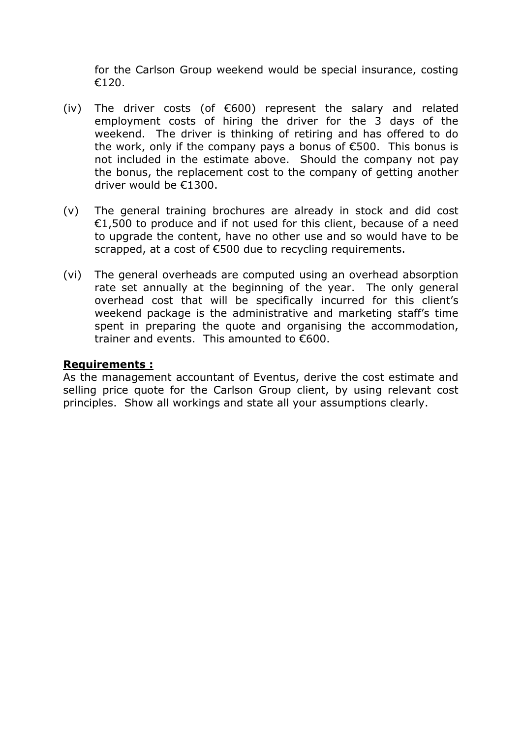for the Carlson Group weekend would be special insurance, costing €120.

(iv) The driver costs (of €600) represent the salary and related employment costs of hiring the driver for the 3 days of the weekend. The driver is thinking of retiring and has offered to do the work, only if the company pays a bonus of €500. This bonus is not included in the estimate above. Should the company not pay the bonus, the replacement cost to the company of getting another driver would be €1300.

(v) The general training brochures are already in stock and did cost €1,500 to produce and if not used for this client, because of a need to upgrade the content, have no other use and so would have to be scrapped, at a cost of €500 due to recycling requirements.

(vi) The general overheads are computed using an overhead absorption rate set annually at the beginning of the year. The only general overhead cost that will be specifically incurred for this client's weekend package is the administrative and marketing staff's time spent in preparing the quote and organising the accommodation, trainer and events. This amounted to €600.

**Requirements :**

As the management accountant of Eventus, derive the cost estimate and selling price quote for the Carlson Group client, by using relevant cost principles. Show all workings and state all your assumptions clearly.